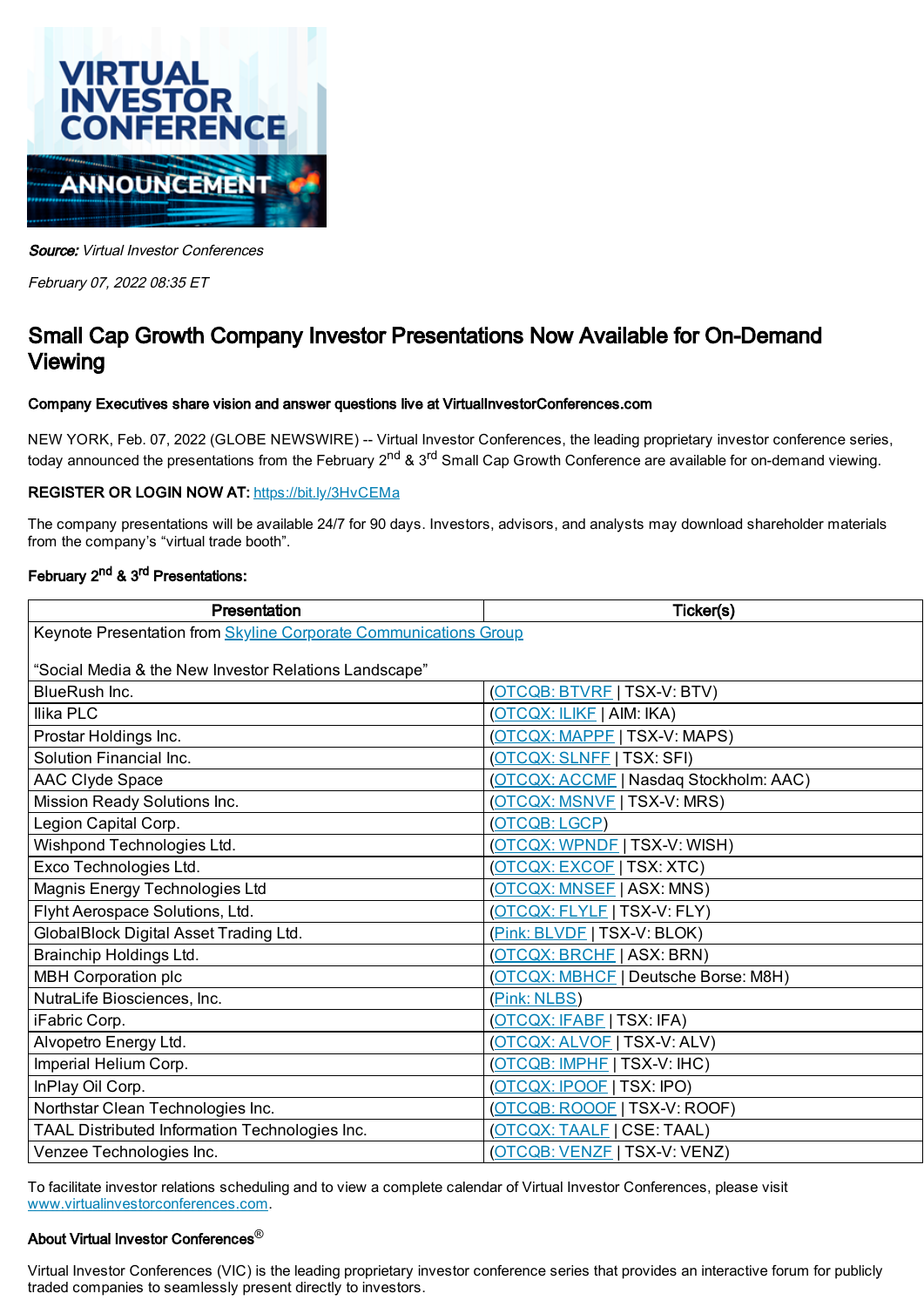***Source:*** *Virtual Investor Conferences*

*February 07, 2022 08:35 ET*

# Small Cap Growth Company Investor Presentations Now Available for On-Demand Viewing

#### Company Executives share vision and answer questions live at VirtualInvestorConferences.com

NEW YORK, Feb. 07, 2022 (GLOBE NEWSWIRE) -- Virtual Investor Conferences, the leading proprietary investor conference series, today announced the presentations from the February 2nd & 3rd Small Cap Growth Conference are available for on-demand viewing.

**REGISTER OR LOGIN NOW AT:** https://bit.ly/3HvCEMa

The company presentations will be available 24/7 for 90 days. Investors, advisors, and analysts may download shareholder materials from the company's "virtual trade booth".

**February 2nd & 3rd Presentations:**

| Presentation | Ticker(s) |
|---|---|
| Keynote Presentation from Skyline Corporate Communications Group<br><br>"Social Media & the New Investor Relations Landscape" | |
| BlueRush Inc. | (OTCQB: BTVRF \| TSX-V: BTV) |
| Ilika PLC | (OTCQX: ILIKF \| AIM: IKA) |
| Prostar Holdings Inc. | (OTCQX: MAPPF \| TSX-V: MAPS) |
| Solution Financial Inc. | (OTCQX: SLNFF \| TSX: SFI) |
| AAC Clyde Space | (OTCQX: ACCMF \| Nasdaq Stockholm: AAC) |
| Mission Ready Solutions Inc. | (OTCQX: MSNVF \| TSX-V: MRS) |
| Legion Capital Corp. | (OTCQB: LGCP) |
| Wishpond Technologies Ltd. | (OTCQX: WPNDF \| TSX-V: WISH) |
| Exco Technologies Ltd. | (OTCQX: EXCOF \| TSX: XTC) |
| Magnis Energy Technologies Ltd | (OTCQX: MNSEF \| ASX: MNS) |
| Flyht Aerospace Solutions, Ltd. | (OTCQX: FLYLF \| TSX-V: FLY) |
| GlobalBlock Digital Asset Trading Ltd. | (Pink: BLVDF \| TSX-V: BLOK) |
| Brainchip Holdings Ltd. | (OTCQX: BRCHF \| ASX: BRN) |
| MBH Corporation plc | (OTCQX: MBHCF \| Deutsche Borse: M8H) |
| NutraLife Biosciences, Inc. | (Pink: NLBS) |
| iFabric Corp. | (OTCQX: IFABF \| TSX: IFA) |
| Alvopetro Energy Ltd. | (OTCQX: ALVOF \| TSX-V: ALV) |
| Imperial Helium Corp. | (OTCQB: IMPHF \| TSX-V: IHC) |
| InPlay Oil Corp. | (OTCQX: IPOOF \| TSX: IPO) |
| Northstar Clean Technologies Inc. | (OTCQB: ROOOF \| TSX-V: ROOF) |
| TAAL Distributed Information Technologies Inc. | (OTCQX: TAALF \| CSE: TAAL) |
| Venzee Technologies Inc. | (OTCQB: VENZF \| TSX-V: VENZ) |

To facilitate investor relations scheduling and to view a complete calendar of Virtual Investor Conferences, please visit www.virtualinvestorconferences.com.

#### About Virtual Investor Conferences®

Virtual Investor Conferences (VIC) is the leading proprietary investor conference series that provides an interactive forum for publicly traded companies to seamlessly present directly to investors.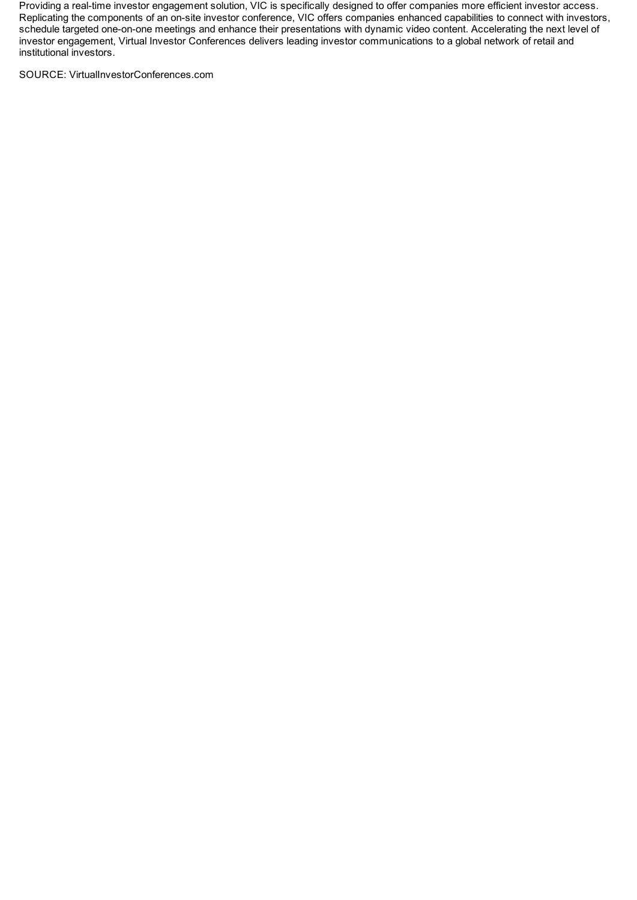Providing a real-time investor engagement solution, VIC is specifically designed to offer companies more efficient investor access. Replicating the components of an on-site investor conference, VIC offers companies enhanced capabilities to connect with investors, schedule targeted one-on-one meetings and enhance their presentations with dynamic video content. Accelerating the next level of investor engagement, Virtual Investor Conferences delivers leading investor communications to a global network of retail and institutional investors.

SOURCE: VirtualInvestorConferences.com